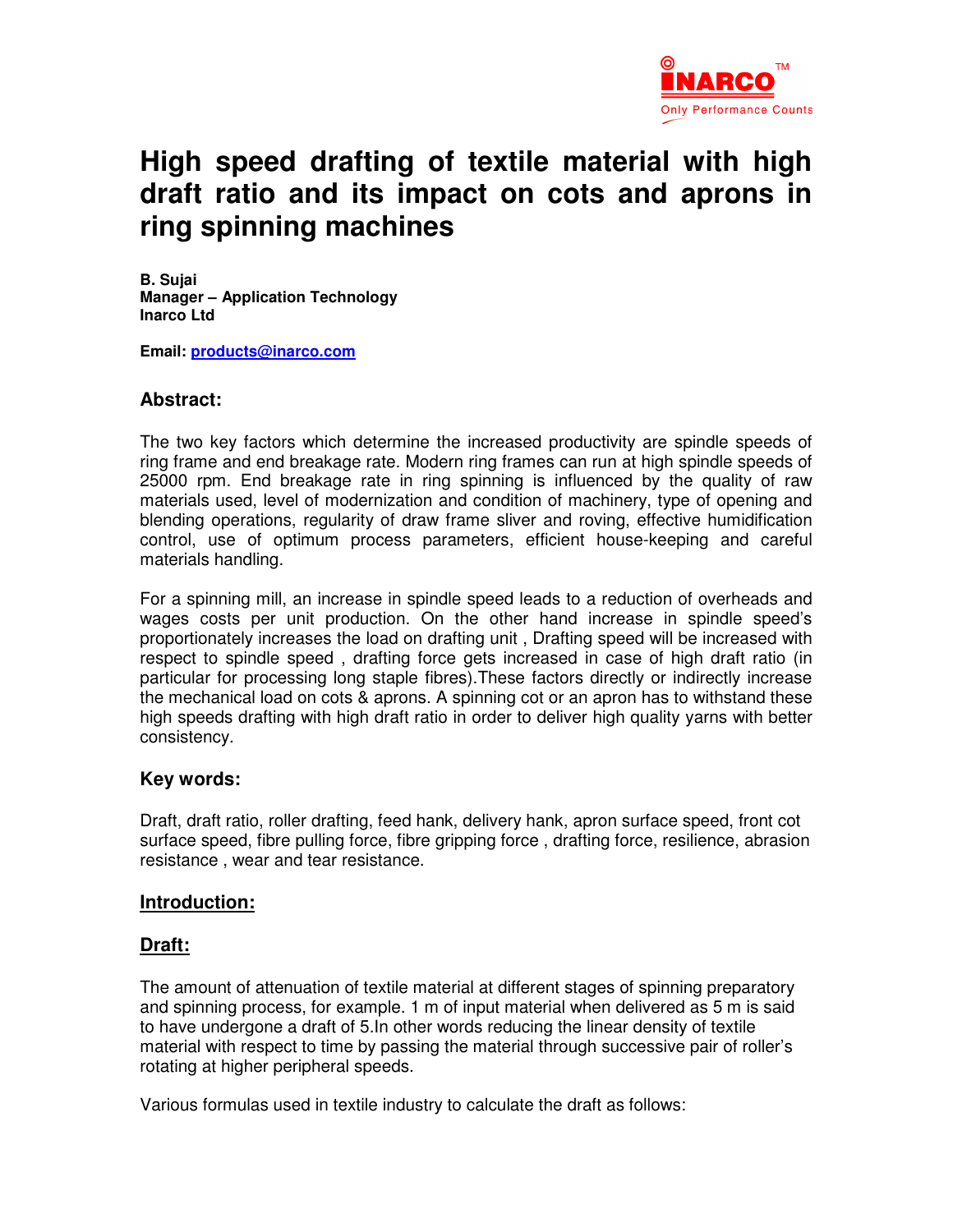INARCO™
Only Performance Counts

# High speed drafting of textile material with high draft ratio and its impact on cots and aprons in ring spinning machines

**B. Sujai**
**Manager – Application Technology**
**Inarco Ltd**

**Email: products@inarco.com**

## Abstract:

The two key factors which determine the increased productivity are spindle speeds of ring frame and end breakage rate. Modern ring frames can run at high spindle speeds of 25000 rpm. End breakage rate in ring spinning is influenced by the quality of raw materials used, level of modernization and condition of machinery, type of opening and blending operations, regularity of draw frame sliver and roving, effective humidification control, use of optimum process parameters, efficient house-keeping and careful materials handling.

For a spinning mill, an increase in spindle speed leads to a reduction of overheads and wages costs per unit production. On the other hand increase in spindle speed's proportionately increases the load on drafting unit , Drafting speed will be increased with respect to spindle speed , drafting force gets increased in case of high draft ratio (in particular for processing long staple fibres).These factors directly or indirectly increase the mechanical load on cots & aprons. A spinning cot or an apron has to withstand these high speeds drafting with high draft ratio in order to deliver high quality yarns with better consistency.

## Key words:

Draft, draft ratio, roller drafting, feed hank, delivery hank, apron surface speed, front cot surface speed, fibre pulling force, fibre gripping force , drafting force, resilience, abrasion resistance , wear and tear resistance.

## Introduction:

## Draft:

The amount of attenuation of textile material at different stages of spinning preparatory and spinning process, for example. 1 m of input material when delivered as 5 m is said to have undergone a draft of 5.In other words reducing the linear density of textile material with respect to time by passing the material through successive pair of roller's rotating at higher peripheral speeds.

Various formulas used in textile industry to calculate the draft as follows: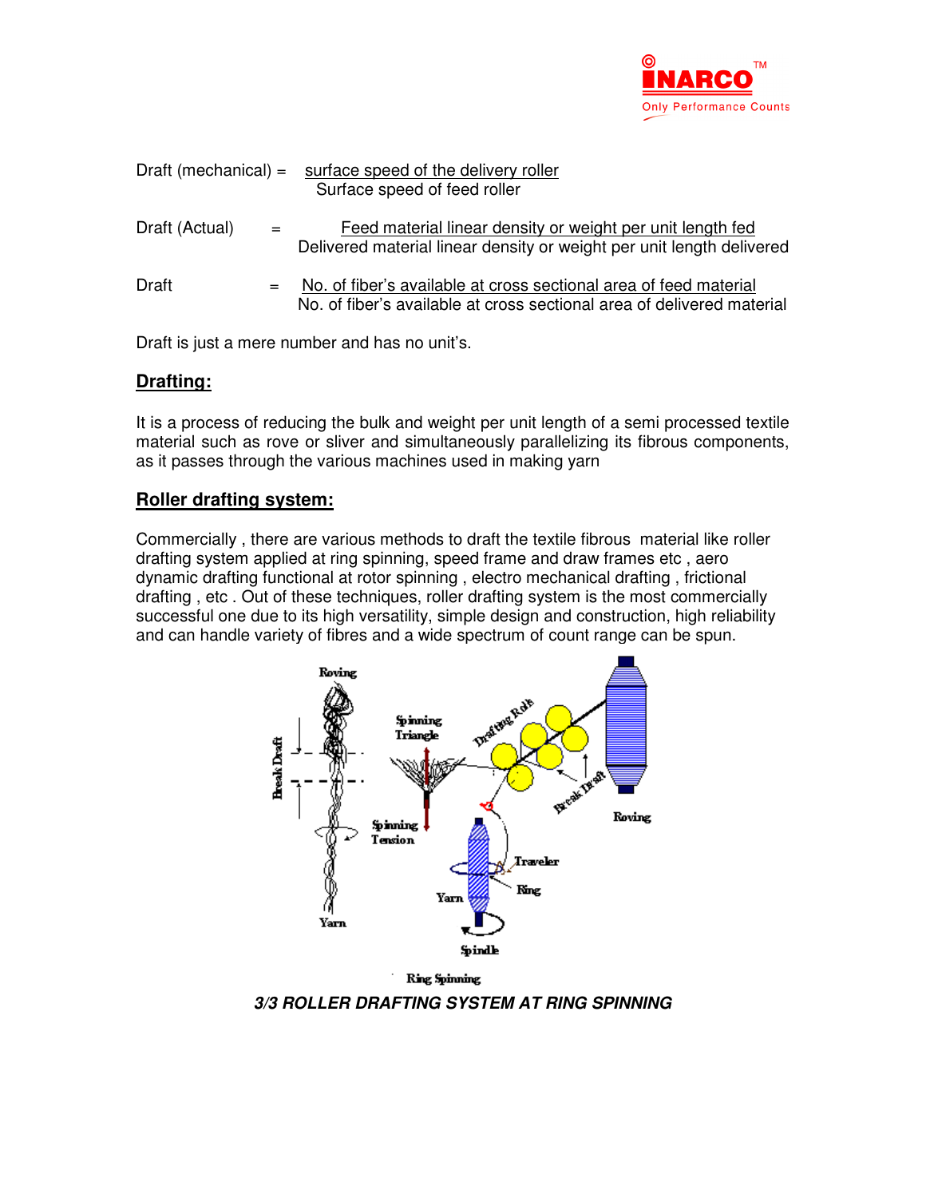$$\text{Draft (mechanical)} = \frac{\text{surface speed of the delivery roller}}{\text{Surface speed of feed roller}}$$

$$\text{Draft (Actual)} = \frac{\text{Feed material linear density or weight per unit length fed}}{\text{Delivered material linear density or weight per unit length delivered}}$$

$$\text{Draft} = \frac{\text{No. of fiber's available at cross sectional area of feed material}}{\text{No. of fiber's available at cross sectional area of delivered material}}$$

Draft is just a mere number and has no unit's.

## Drafting:

It is a process of reducing the bulk and weight per unit length of a semi processed textile material such as rove or sliver and simultaneously parallelizing its fibrous components, as it passes through the various machines used in making yarn

## Roller drafting system:

Commercially , there are various methods to draft the textile fibrous material like roller drafting system applied at ring spinning, speed frame and draw frames etc , aero dynamic drafting functional at rotor spinning , electro mechanical drafting , frictional drafting , etc . Out of these techniques, roller drafting system is the most commercially successful one due to its high versatility, simple design and construction, high reliability and can handle variety of fibres and a wide spectrum of count range can be spun.

***3/3 ROLLER DRAFTING SYSTEM AT RING SPINNING***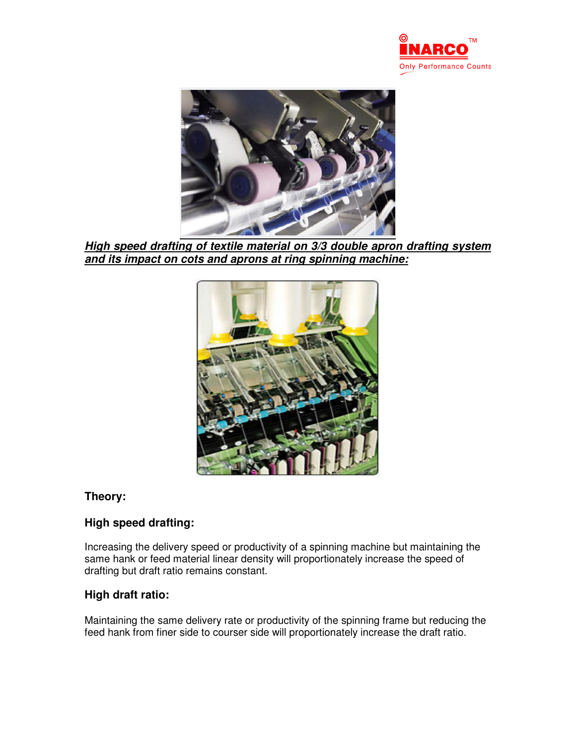***High speed drafting of textile material on 3/3 double apron drafting system and its impact on cots and aprons at ring spinning machine:***

### Theory:

### High speed drafting:

Increasing the delivery speed or productivity of a spinning machine but maintaining the same hank or feed material linear density will proportionately increase the speed of drafting but draft ratio remains constant.

### High draft ratio:

Maintaining the same delivery rate or productivity of the spinning frame but reducing the feed hank from finer side to courser side will proportionately increase the draft ratio.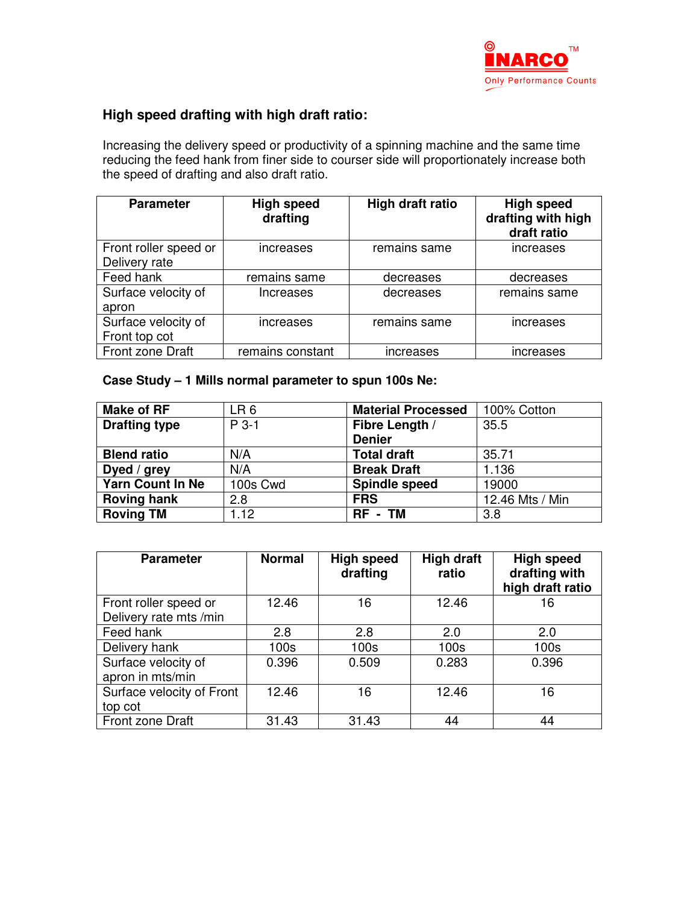## High speed drafting with high draft ratio:

Increasing the delivery speed or productivity of a spinning machine and the same time reducing the feed hank from finer side to courser side will proportionately increase both the speed of drafting and also draft ratio.

| Parameter | High speed drafting | High draft ratio | High speed drafting with high draft ratio |
|---|---|---|---|
| Front roller speed or Delivery rate | increases | remains same | increases |
| Feed hank | remains same | decreases | decreases |
| Surface velocity of apron | Increases | decreases | remains same |
| Surface velocity of Front top cot | increases | remains same | increases |
| Front zone Draft | remains constant | increases | increases |

### Case Study – 1 Mills normal parameter to spun 100s Ne:

| **Make of RF** | LR 6 | **Material Processed** | 100% Cotton |
|---|---|---|---|
| **Drafting type** | P 3-1 | **Fibre Length / Denier** | 35.5 |
| **Blend ratio** | N/A | **Total draft** | 35.71 |
| **Dyed / grey** | N/A | **Break Draft** | 1.136 |
| **Yarn Count In Ne** | 100s Cwd | **Spindle speed** | 19000 |
| **Roving hank** | 2.8 | **FRS** | 12.46 Mts / Min |
| **Roving TM** | 1.12 | **RF - TM** | 3.8 |

| Parameter | Normal | High speed drafting | High draft ratio | High speed drafting with high draft ratio |
|---|---|---|---|---|
| Front roller speed or Delivery rate mts /min | 12.46 | 16 | 12.46 | 16 |
| Feed hank | 2.8 | 2.8 | 2.0 | 2.0 |
| Delivery hank | 100s | 100s | 100s | 100s |
| Surface velocity of apron in mts/min | 0.396 | 0.509 | 0.283 | 0.396 |
| Surface velocity of Front top cot | 12.46 | 16 | 12.46 | 16 |
| Front zone Draft | 31.43 | 31.43 | 44 | 44 |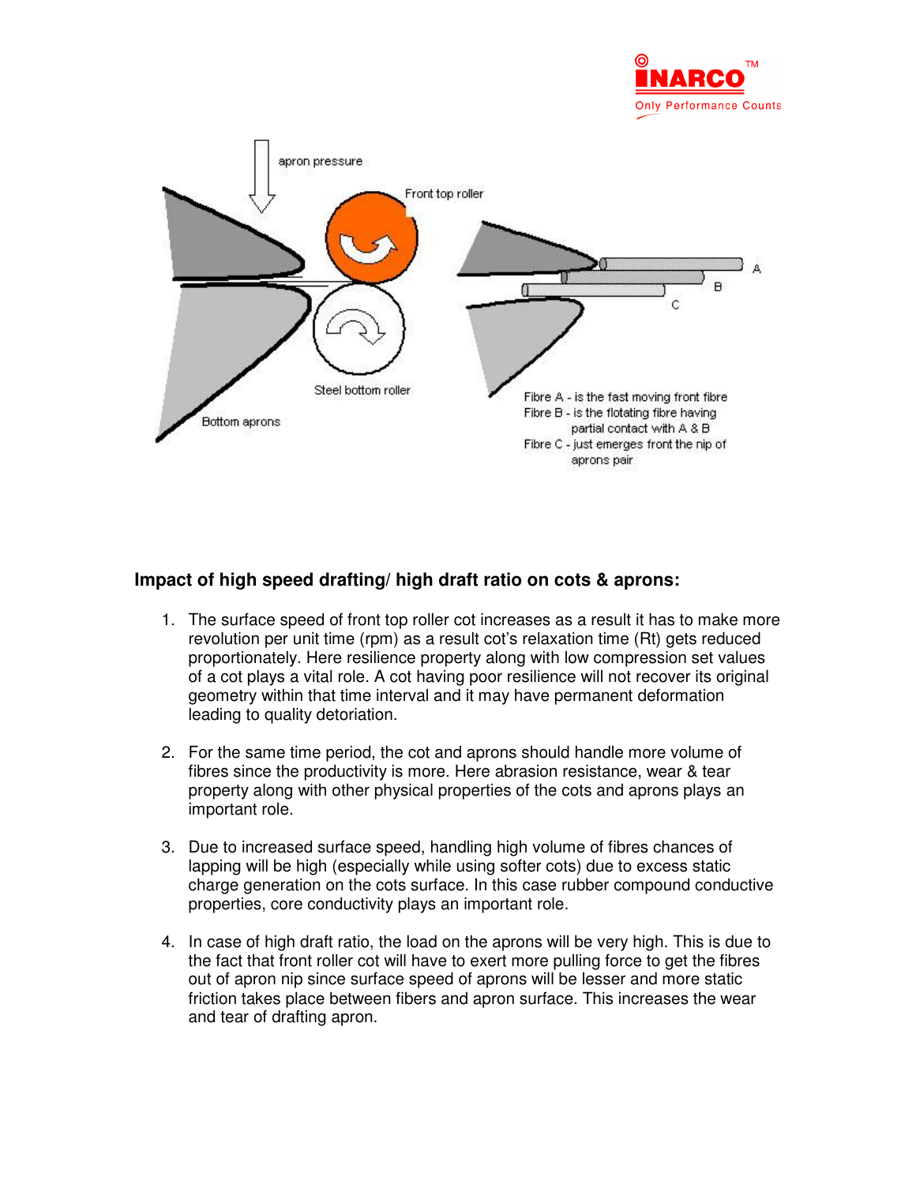## Impact of high speed drafting/ high draft ratio on cots & aprons:

1. The surface speed of front top roller cot increases as a result it has to make more revolution per unit time (rpm) as a result cot's relaxation time (Rt) gets reduced proportionately. Here resilience property along with low compression set values of a cot plays a vital role. A cot having poor resilience will not recover its original geometry within that time interval and it may have permanent deformation leading to quality detoriation.

2. For the same time period, the cot and aprons should handle more volume of fibres since the productivity is more. Here abrasion resistance, wear & tear property along with other physical properties of the cots and aprons plays an important role.

3. Due to increased surface speed, handling high volume of fibres chances of lapping will be high (especially while using softer cots) due to excess static charge generation on the cots surface. In this case rubber compound conductive properties, core conductivity plays an important role.

4. In case of high draft ratio, the load on the aprons will be very high. This is due to the fact that front roller cot will have to exert more pulling force to get the fibres out of apron nip since surface speed of aprons will be lesser and more static friction takes place between fibers and apron surface. This increases the wear and tear of drafting apron.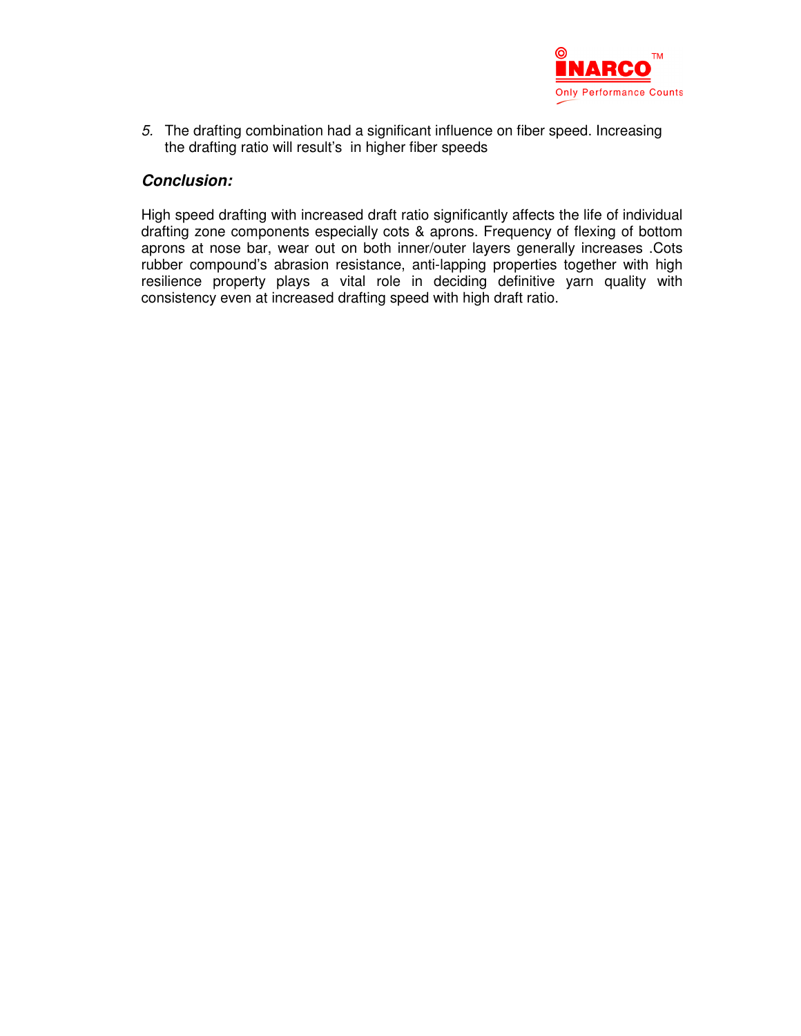5. The drafting combination had a significant influence on fiber speed. Increasing the drafting ratio will result's in higher fiber speeds

### ***Conclusion:***

High speed drafting with increased draft ratio significantly affects the life of individual drafting zone components especially cots & aprons. Frequency of flexing of bottom aprons at nose bar, wear out on both inner/outer layers generally increases .Cots rubber compound's abrasion resistance, anti-lapping properties together with high resilience property plays a vital role in deciding definitive yarn quality with consistency even at increased drafting speed with high draft ratio.